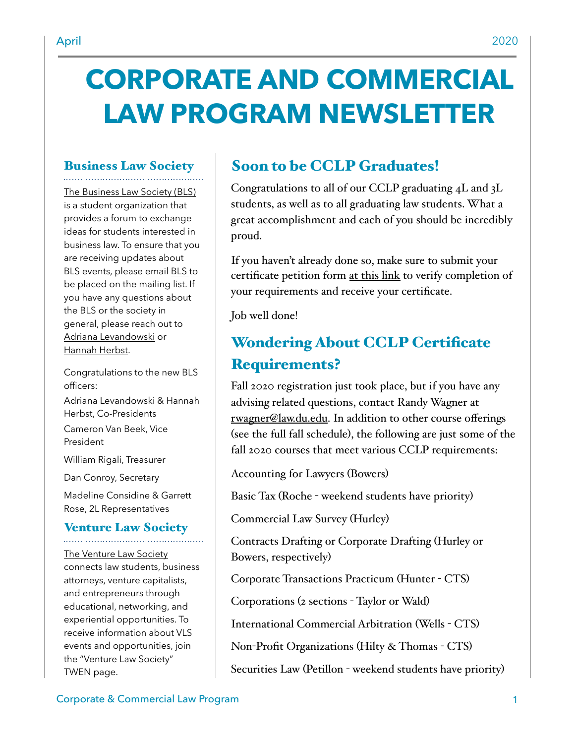# CORPORATE AND COMMERCIAL LAW PROGRAM NEWSLETTER

April 2020

## Business Law Society

The Business Law Society (BLS) is a student organization that provides a forum to exchange ideas for students interested in business law. To ensure that you are receiving updates about BLS events, please email BLS to be placed on the mailing list. If you have any questions about the BLS or the society in general, please reach out to Adriana Levandowski or Hannah Herbst.

Congratulations to the new BLS officers:

Adriana Levandowski & Hannah Herbst, Co-Presidents

Cameron Van Beek, Vice President

William Rigali, Treasurer

Dan Conroy, Secretary

Madeline Considine & Garrett Rose, 2L Representatives

## Venture Law Society

The Venture Law Society connects law students, business attorneys, venture capitalists, and entrepreneurs through educational, networking, and experiential opportunities. To receive information about VLS events and opportunities, join the "Venture Law Society" TWEN page.

## Soon to be CCLP Graduates!

Congratulations to all of our CCLP graduating 4L and 3L students, as well as to all graduating law students. What a great accomplishment and each of you should be incredibly proud.

If you haven't already done so, make sure to submit your certificate petition form at this link to verify completion of your requirements and receive your certificate.

Job well done!

## Wondering About CCLP Certificate Requirements?

Fall 2020 registration just took place, but if you have any advising related questions, contact Randy Wagner at rwagner@law.du.edu. In addition to other course offerings (see the full fall schedule), the following are just some of the fall 2020 courses that meet various CCLP requirements:

Accounting for Lawyers (Bowers)

Basic Tax (Roche - weekend students have priority)

Commercial Law Survey (Hurley)

Contracts Drafting or Corporate Drafting (Hurley or Bowers, respectively)

Corporate Transactions Practicum (Hunter - CTS)

Corporations (2 sections - Taylor or Wald)

International Commercial Arbitration (Wells - CTS)

Non-Profit Organizations (Hilty & Thomas - CTS)

Securities Law (Petillon - weekend students have priority)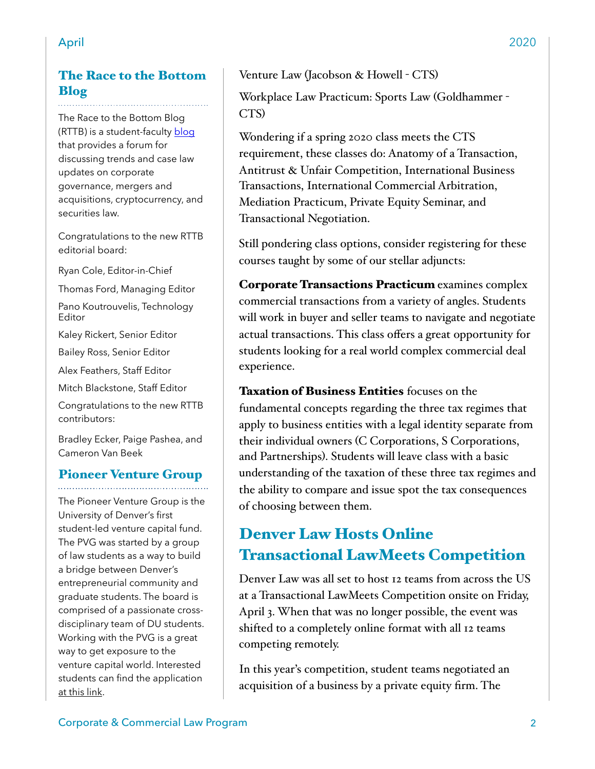## The Race to the Bottom Blog

The Race to the Bottom Blog (RTTB) is a student-faculty blog that provides a forum for discussing trends and case law updates on corporate governance, mergers and acquisitions, cryptocurrency, and securities law.

Congratulations to the new RTTB editorial board:

Ryan Cole, Editor-in-Chief

Thomas Ford, Managing Editor

Pano Koutrouvelis, Technology Editor

Kaley Rickert, Senior Editor

Bailey Ross, Senior Editor

Alex Feathers, Staff Editor

Mitch Blackstone, Staff Editor

Congratulations to the new RTTB contributors:

Bradley Ecker, Paige Pashea, and Cameron Van Beek

## Pioneer Venture Group

The Pioneer Venture Group is the University of Denver's first student-led venture capital fund. The PVG was started by a group of law students as a way to build a bridge between Denver's entrepreneurial community and graduate students. The board is comprised of a passionate cross-disciplinary team of DU students. Working with the PVG is a great way to get exposure to the venture capital world. Interested students can find the application at this link.

Venture Law (Jacobson & Howell - CTS)

Workplace Law Practicum: Sports Law (Goldhammer - CTS)

Wondering if a spring 2020 class meets the CTS requirement, these classes do: Anatomy of a Transaction, Antitrust & Unfair Competition, International Business Transactions, International Commercial Arbitration, Mediation Practicum, Private Equity Seminar, and Transactional Negotiation.

Still pondering class options, consider registering for these courses taught by some of our stellar adjuncts:

**Corporate Transactions Practicum** examines complex commercial transactions from a variety of angles. Students will work in buyer and seller teams to navigate and negotiate actual transactions. This class offers a great opportunity for students looking for a real world complex commercial deal experience.

**Taxation of Business Entities** focuses on the fundamental concepts regarding the three tax regimes that apply to business entities with a legal identity separate from their individual owners (C Corporations, S Corporations, and Partnerships). Students will leave class with a basic understanding of the taxation of these three tax regimes and the ability to compare and issue spot the tax consequences of choosing between them.

## Denver Law Hosts Online Transactional LawMeets Competition

Denver Law was all set to host 12 teams from across the US at a Transactional LawMeets Competition onsite on Friday, April 3. When that was no longer possible, the event was shifted to a completely online format with all 12 teams competing remotely.

In this year's competition, student teams negotiated an acquisition of a business by a private equity firm. The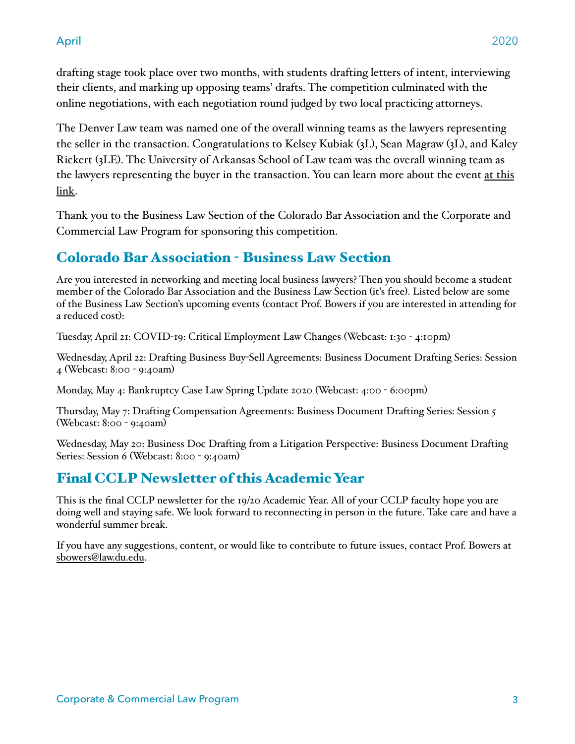drafting stage took place over two months, with students drafting letters of intent, interviewing their clients, and marking up opposing teams' drafts. The competition culminated with the online negotiations, with each negotiation round judged by two local practicing attorneys.

The Denver Law team was named one of the overall winning teams as the lawyers representing the seller in the transaction. Congratulations to Kelsey Kubiak (3L), Sean Magraw (3L), and Kaley Rickert (3LE). The University of Arkansas School of Law team was the overall winning team as the lawyers representing the buyer in the transaction. You can learn more about the event at this link.

Thank you to the Business Law Section of the Colorado Bar Association and the Corporate and Commercial Law Program for sponsoring this competition.

## Colorado Bar Association - Business Law Section

Are you interested in networking and meeting local business lawyers? Then you should become a student member of the Colorado Bar Association and the Business Law Section (it's free). Listed below are some of the Business Law Section's upcoming events (contact Prof. Bowers if you are interested in attending for a reduced cost):

Tuesday, April 21: COVID-19: Critical Employment Law Changes (Webcast: 1:30 - 4:10pm)

Wednesday, April 22: Drafting Business Buy-Sell Agreements: Business Document Drafting Series: Session 4 (Webcast: 8:00 - 9:40am)

Monday, May 4: Bankruptcy Case Law Spring Update 2020 (Webcast: 4:00 - 6:00pm)

Thursday, May 7: Drafting Compensation Agreements: Business Document Drafting Series: Session 5 (Webcast: 8:00 - 9:40am)

Wednesday, May 20: Business Doc Drafting from a Litigation Perspective: Business Document Drafting Series: Session 6 (Webcast: 8:00 - 9:40am)

## Final CCLP Newsletter of this Academic Year

This is the final CCLP newsletter for the 19/20 Academic Year. All of your CCLP faculty hope you are doing well and staying safe. We look forward to reconnecting in person in the future. Take care and have a wonderful summer break.

If you have any suggestions, content, or would like to contribute to future issues, contact Prof. Bowers at sbowers@law.du.edu.